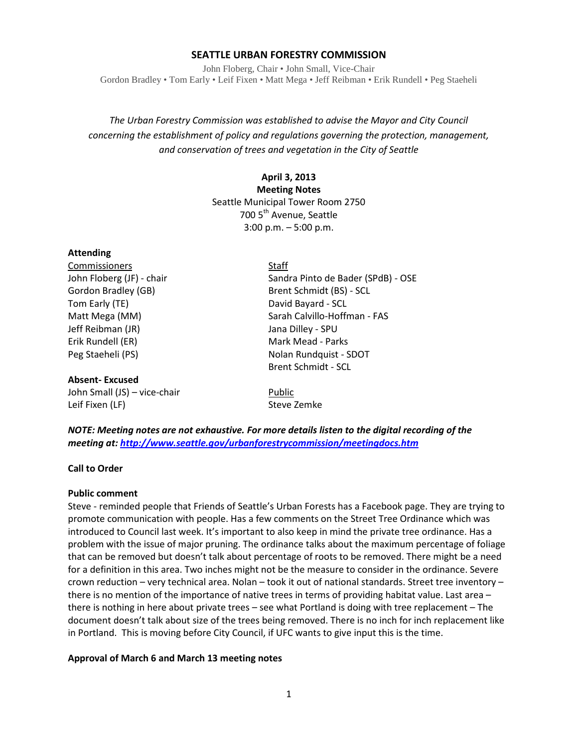# SEATTLE URBAN FORESTRY COMMISSION

John Floberg, Chair • John Small, Vice-Chair
Gordon Bradley • Tom Early • Leif Fixen • Matt Mega • Jeff Reibman • Erik Rundell • Peg Staeheli

*The Urban Forestry Commission was established to advise the Mayor and City Council concerning the establishment of policy and regulations governing the protection, management, and conservation of trees and vegetation in the City of Seattle*

**April 3, 2013**
**Meeting Notes**
Seattle Municipal Tower Room 2750
700 5th Avenue, Seattle
3:00 p.m. – 5:00 p.m.

**Attending**

| Commissioners | Staff |
|---|---|
| John Floberg (JF) - chair | Sandra Pinto de Bader (SPdB) - OSE |
| Gordon Bradley (GB) | Brent Schmidt (BS) - SCL |
| Tom Early (TE) | David Bayard - SCL |
| Matt Mega (MM) | Sarah Calvillo-Hoffman - FAS |
| Jeff Reibman (JR) | Jana Dilley - SPU |
| Erik Rundell (ER) | Mark Mead - Parks |
| Peg Staeheli (PS) | Nolan Rundquist - SDOT |
| | Brent Schmidt - SCL |

| **Absent- Excused** | Public |
|---|---|
| John Small (JS) – vice-chair | Steve Zemke |
| Leif Fixen (LF) | |

***NOTE: Meeting notes are not exhaustive. For more details listen to the digital recording of the meeting at: http://www.seattle.gov/urbanforestrycommission/meetingdocs.htm***

**Call to Order**

**Public comment**

Steve - reminded people that Friends of Seattle's Urban Forests has a Facebook page. They are trying to promote communication with people. Has a few comments on the Street Tree Ordinance which was introduced to Council last week. It's important to also keep in mind the private tree ordinance. Has a problem with the issue of major pruning. The ordinance talks about the maximum percentage of foliage that can be removed but doesn't talk about percentage of roots to be removed. There might be a need for a definition in this area. Two inches might not be the measure to consider in the ordinance. Severe crown reduction – very technical area. Nolan – took it out of national standards. Street tree inventory – there is no mention of the importance of native trees in terms of providing habitat value. Last area – there is nothing in here about private trees – see what Portland is doing with tree replacement – The document doesn't talk about size of the trees being removed. There is no inch for inch replacement like in Portland. This is moving before City Council, if UFC wants to give input this is the time.

**Approval of March 6 and March 13 meeting notes**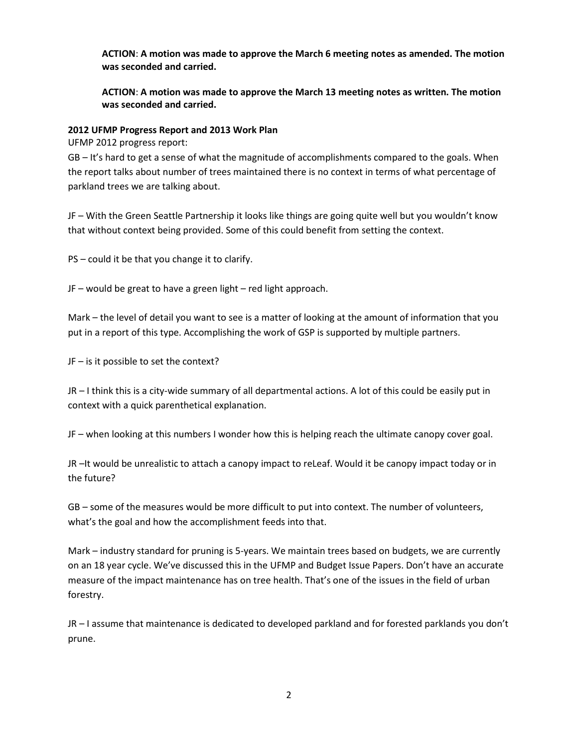**ACTION**: **A motion was made to approve the March 6 meeting notes as amended. The motion was seconded and carried.**

**ACTION**: **A motion was made to approve the March 13 meeting notes as written. The motion was seconded and carried.**

**2012 UFMP Progress Report and 2013 Work Plan**

UFMP 2012 progress report:

GB – It's hard to get a sense of what the magnitude of accomplishments compared to the goals. When the report talks about number of trees maintained there is no context in terms of what percentage of parkland trees we are talking about.

JF – With the Green Seattle Partnership it looks like things are going quite well but you wouldn't know that without context being provided. Some of this could benefit from setting the context.

PS – could it be that you change it to clarify.

JF – would be great to have a green light – red light approach.

Mark – the level of detail you want to see is a matter of looking at the amount of information that you put in a report of this type. Accomplishing the work of GSP is supported by multiple partners.

JF – is it possible to set the context?

JR – I think this is a city-wide summary of all departmental actions. A lot of this could be easily put in context with a quick parenthetical explanation.

JF – when looking at this numbers I wonder how this is helping reach the ultimate canopy cover goal.

JR –It would be unrealistic to attach a canopy impact to reLeaf. Would it be canopy impact today or in the future?

GB – some of the measures would be more difficult to put into context. The number of volunteers, what's the goal and how the accomplishment feeds into that.

Mark – industry standard for pruning is 5-years. We maintain trees based on budgets, we are currently on an 18 year cycle. We've discussed this in the UFMP and Budget Issue Papers. Don't have an accurate measure of the impact maintenance has on tree health. That's one of the issues in the field of urban forestry.

JR – I assume that maintenance is dedicated to developed parkland and for forested parklands you don't prune.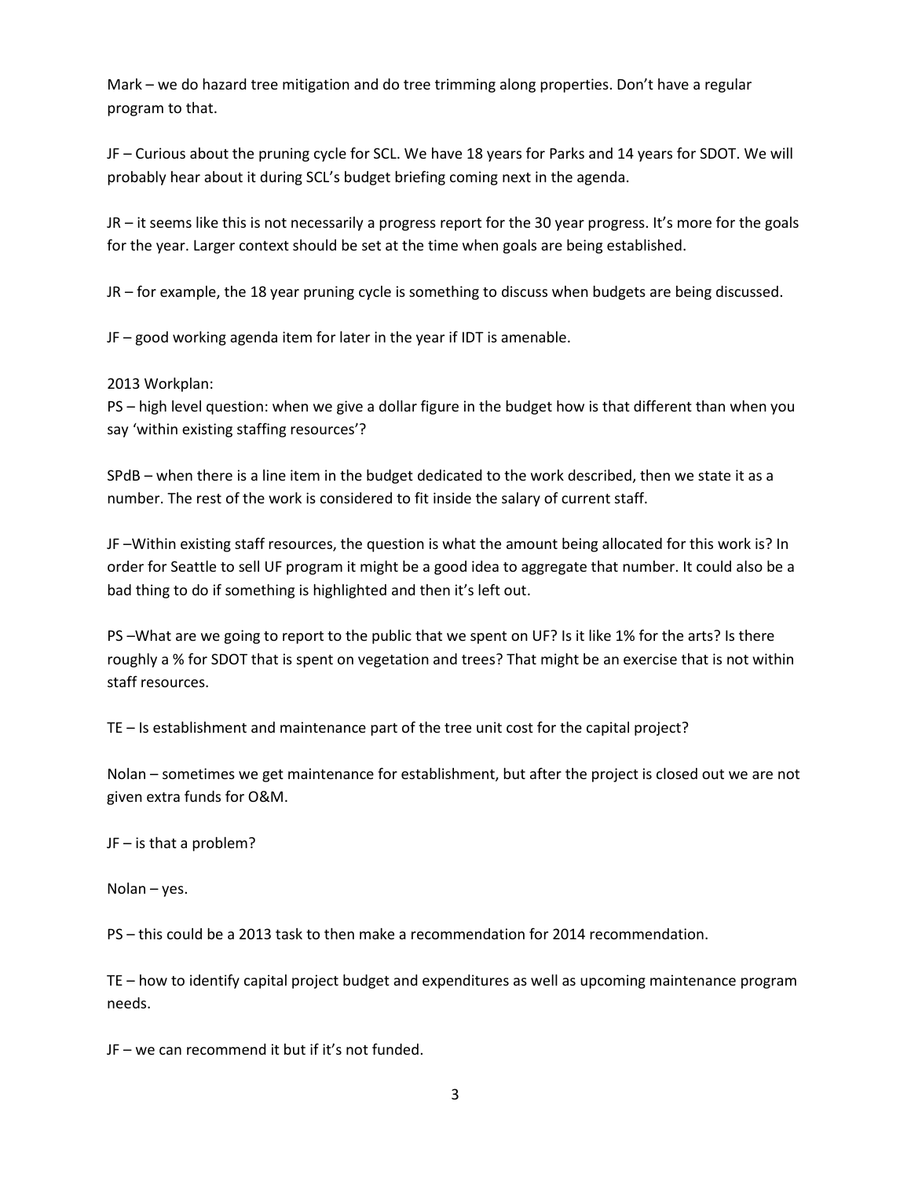Mark – we do hazard tree mitigation and do tree trimming along properties. Don't have a regular program to that.

JF – Curious about the pruning cycle for SCL. We have 18 years for Parks and 14 years for SDOT. We will probably hear about it during SCL's budget briefing coming next in the agenda.

JR – it seems like this is not necessarily a progress report for the 30 year progress. It's more for the goals for the year. Larger context should be set at the time when goals are being established.

JR – for example, the 18 year pruning cycle is something to discuss when budgets are being discussed.

JF – good working agenda item for later in the year if IDT is amenable.

2013 Workplan:
PS – high level question: when we give a dollar figure in the budget how is that different than when you say 'within existing staffing resources'?

SPdB – when there is a line item in the budget dedicated to the work described, then we state it as a number. The rest of the work is considered to fit inside the salary of current staff.

JF –Within existing staff resources, the question is what the amount being allocated for this work is? In order for Seattle to sell UF program it might be a good idea to aggregate that number. It could also be a bad thing to do if something is highlighted and then it's left out.

PS –What are we going to report to the public that we spent on UF? Is it like 1% for the arts? Is there roughly a % for SDOT that is spent on vegetation and trees? That might be an exercise that is not within staff resources.

TE – Is establishment and maintenance part of the tree unit cost for the capital project?

Nolan – sometimes we get maintenance for establishment, but after the project is closed out we are not given extra funds for O&M.

JF – is that a problem?

Nolan – yes.

PS – this could be a 2013 task to then make a recommendation for 2014 recommendation.

TE – how to identify capital project budget and expenditures as well as upcoming maintenance program needs.

JF – we can recommend it but if it's not funded.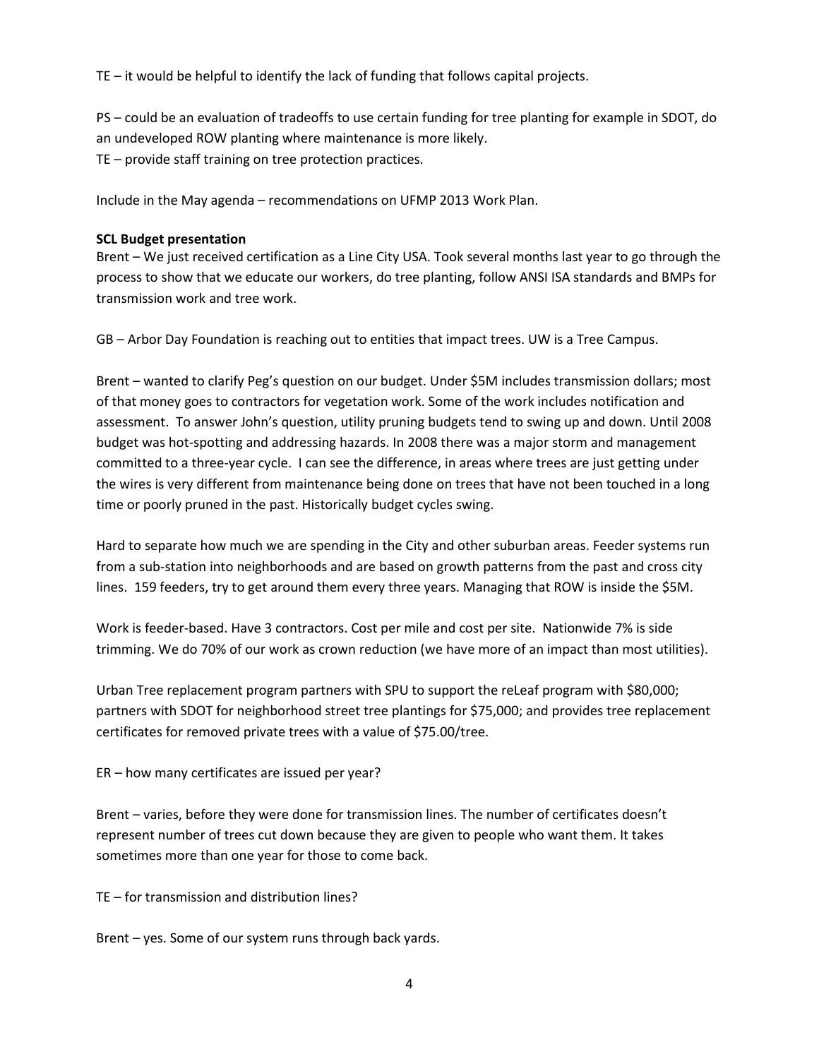TE – it would be helpful to identify the lack of funding that follows capital projects.

PS – could be an evaluation of tradeoffs to use certain funding for tree planting for example in SDOT, do an undeveloped ROW planting where maintenance is more likely.
TE – provide staff training on tree protection practices.

Include in the May agenda – recommendations on UFMP 2013 Work Plan.

**SCL Budget presentation**
Brent – We just received certification as a Line City USA. Took several months last year to go through the process to show that we educate our workers, do tree planting, follow ANSI ISA standards and BMPs for transmission work and tree work.

GB – Arbor Day Foundation is reaching out to entities that impact trees. UW is a Tree Campus.

Brent – wanted to clarify Peg's question on our budget. Under $5M includes transmission dollars; most of that money goes to contractors for vegetation work. Some of the work includes notification and assessment. To answer John's question, utility pruning budgets tend to swing up and down. Until 2008 budget was hot-spotting and addressing hazards. In 2008 there was a major storm and management committed to a three-year cycle. I can see the difference, in areas where trees are just getting under the wires is very different from maintenance being done on trees that have not been touched in a long time or poorly pruned in the past. Historically budget cycles swing.

Hard to separate how much we are spending in the City and other suburban areas. Feeder systems run from a sub-station into neighborhoods and are based on growth patterns from the past and cross city lines. 159 feeders, try to get around them every three years. Managing that ROW is inside the $5M.

Work is feeder-based. Have 3 contractors. Cost per mile and cost per site. Nationwide 7% is side trimming. We do 70% of our work as crown reduction (we have more of an impact than most utilities).

Urban Tree replacement program partners with SPU to support the reLeaf program with $80,000; partners with SDOT for neighborhood street tree plantings for $75,000; and provides tree replacement certificates for removed private trees with a value of $75.00/tree.

ER – how many certificates are issued per year?

Brent – varies, before they were done for transmission lines. The number of certificates doesn't represent number of trees cut down because they are given to people who want them. It takes sometimes more than one year for those to come back.

TE – for transmission and distribution lines?

Brent – yes. Some of our system runs through back yards.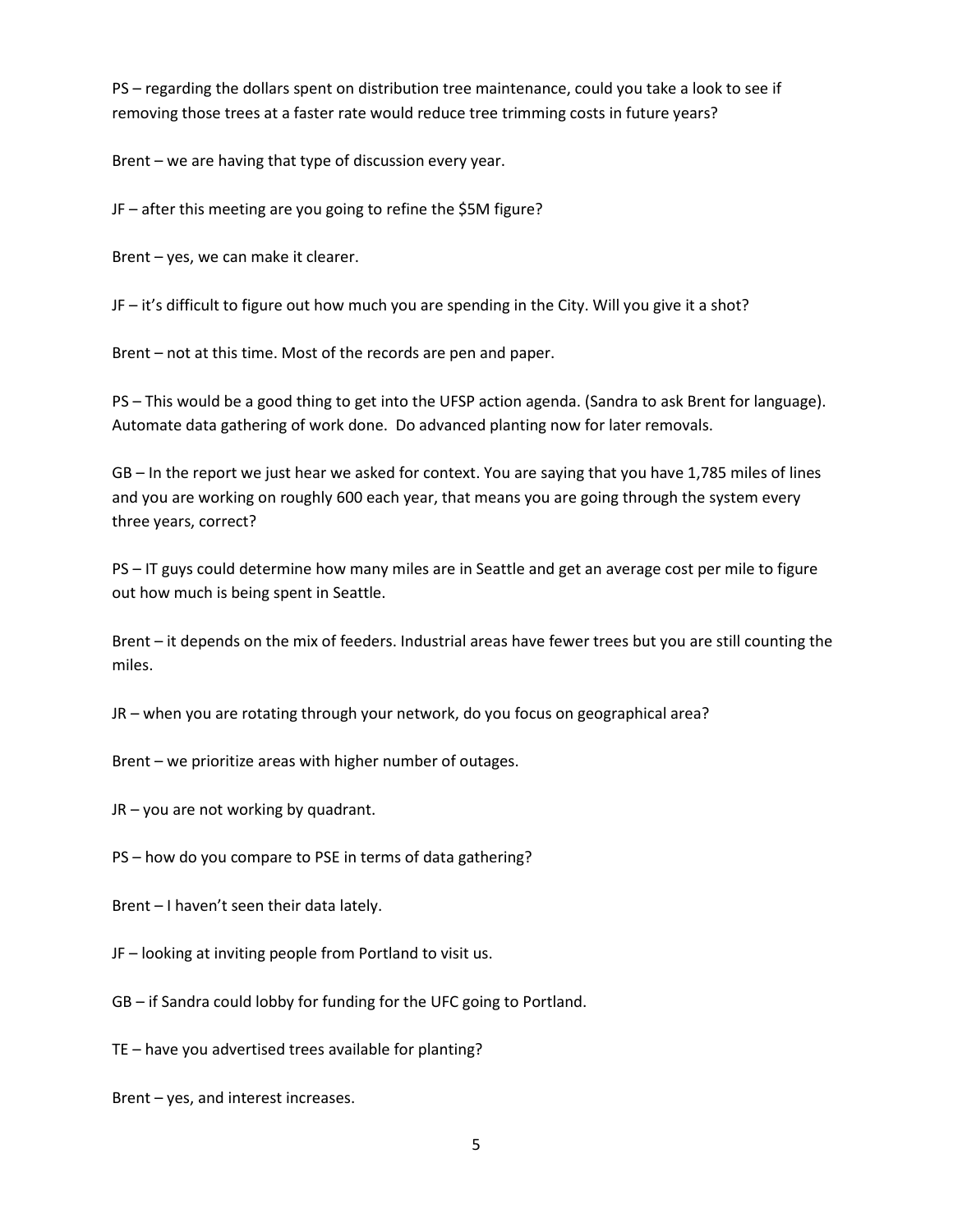PS – regarding the dollars spent on distribution tree maintenance, could you take a look to see if removing those trees at a faster rate would reduce tree trimming costs in future years?

Brent – we are having that type of discussion every year.

JF – after this meeting are you going to refine the $5M figure?

Brent – yes, we can make it clearer.

JF – it's difficult to figure out how much you are spending in the City. Will you give it a shot?

Brent – not at this time. Most of the records are pen and paper.

PS – This would be a good thing to get into the UFSP action agenda. (Sandra to ask Brent for language). Automate data gathering of work done. Do advanced planting now for later removals.

GB – In the report we just hear we asked for context. You are saying that you have 1,785 miles of lines and you are working on roughly 600 each year, that means you are going through the system every three years, correct?

PS – IT guys could determine how many miles are in Seattle and get an average cost per mile to figure out how much is being spent in Seattle.

Brent – it depends on the mix of feeders. Industrial areas have fewer trees but you are still counting the miles.

JR – when you are rotating through your network, do you focus on geographical area?

Brent – we prioritize areas with higher number of outages.

JR – you are not working by quadrant.

PS – how do you compare to PSE in terms of data gathering?

Brent – I haven't seen their data lately.

JF – looking at inviting people from Portland to visit us.

GB – if Sandra could lobby for funding for the UFC going to Portland.

TE – have you advertised trees available for planting?

Brent – yes, and interest increases.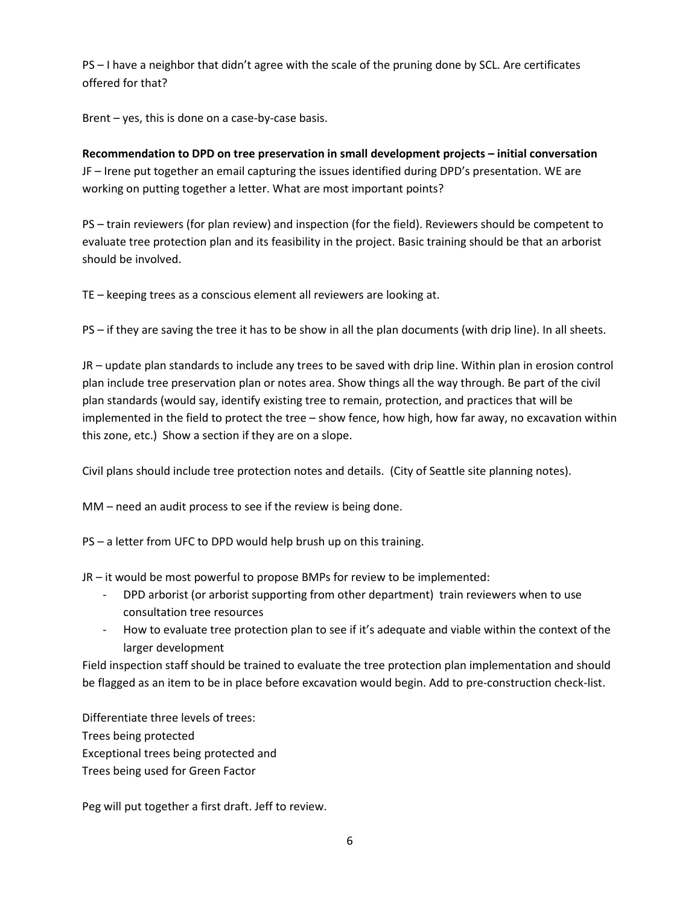PS – I have a neighbor that didn't agree with the scale of the pruning done by SCL. Are certificates offered for that?

Brent – yes, this is done on a case-by-case basis.

**Recommendation to DPD on tree preservation in small development projects – initial conversation**
JF – Irene put together an email capturing the issues identified during DPD's presentation. WE are working on putting together a letter. What are most important points?

PS – train reviewers (for plan review) and inspection (for the field). Reviewers should be competent to evaluate tree protection plan and its feasibility in the project. Basic training should be that an arborist should be involved.

TE – keeping trees as a conscious element all reviewers are looking at.

PS – if they are saving the tree it has to be show in all the plan documents (with drip line). In all sheets.

JR – update plan standards to include any trees to be saved with drip line. Within plan in erosion control plan include tree preservation plan or notes area. Show things all the way through. Be part of the civil plan standards (would say, identify existing tree to remain, protection, and practices that will be implemented in the field to protect the tree – show fence, how high, how far away, no excavation within this zone, etc.) Show a section if they are on a slope.

Civil plans should include tree protection notes and details. (City of Seattle site planning notes).

MM – need an audit process to see if the review is being done.

PS – a letter from UFC to DPD would help brush up on this training.

JR – it would be most powerful to propose BMPs for review to be implemented:

- DPD arborist (or arborist supporting from other department) train reviewers when to use consultation tree resources
- How to evaluate tree protection plan to see if it's adequate and viable within the context of the larger development

Field inspection staff should be trained to evaluate the tree protection plan implementation and should be flagged as an item to be in place before excavation would begin. Add to pre-construction check-list.

Differentiate three levels of trees:
Trees being protected
Exceptional trees being protected and
Trees being used for Green Factor

Peg will put together a first draft. Jeff to review.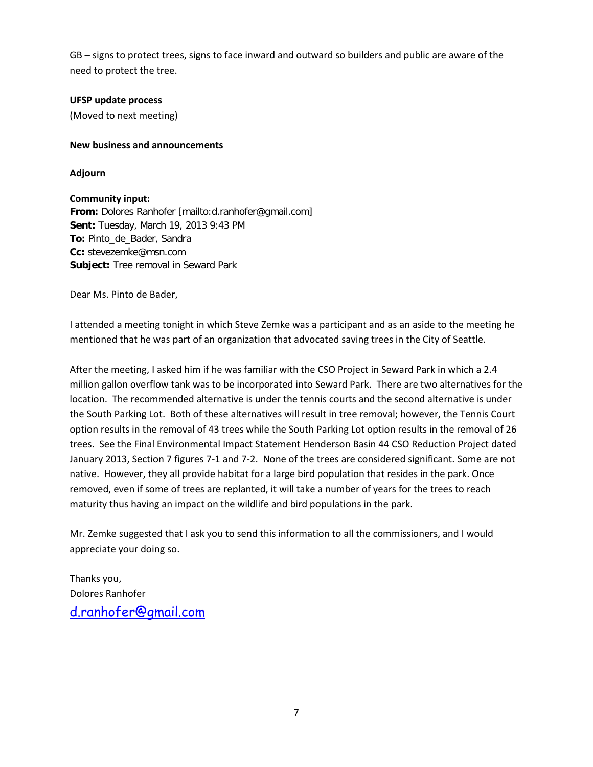GB – signs to protect trees, signs to face inward and outward so builders and public are aware of the need to protect the tree.

**UFSP update process**

(Moved to next meeting)

**New business and announcements**

**Adjourn**

**Community input:**

**From:** Dolores Ranhofer [mailto:d.ranhofer@gmail.com]
**Sent:** Tuesday, March 19, 2013 9:43 PM
**To:** Pinto_de_Bader, Sandra
**Cc:** stevezemke@msn.com
**Subject:** Tree removal in Seward Park

Dear Ms. Pinto de Bader,

I attended a meeting tonight in which Steve Zemke was a participant and as an aside to the meeting he mentioned that he was part of an organization that advocated saving trees in the City of Seattle.

After the meeting, I asked him if he was familiar with the CSO Project in Seward Park in which a 2.4 million gallon overflow tank was to be incorporated into Seward Park. There are two alternatives for the location. The recommended alternative is under the tennis courts and the second alternative is under the South Parking Lot. Both of these alternatives will result in tree removal; however, the Tennis Court option results in the removal of 43 trees while the South Parking Lot option results in the removal of 26 trees. See the Final Environmental Impact Statement Henderson Basin 44 CSO Reduction Project dated January 2013, Section 7 figures 7-1 and 7-2. None of the trees are considered significant. Some are not native. However, they all provide habitat for a large bird population that resides in the park. Once removed, even if some of trees are replanted, it will take a number of years for the trees to reach maturity thus having an impact on the wildlife and bird populations in the park.

Mr. Zemke suggested that I ask you to send this information to all the commissioners, and I would appreciate your doing so.

Thanks you,
Dolores Ranhofer
d.ranhofer@gmail.com